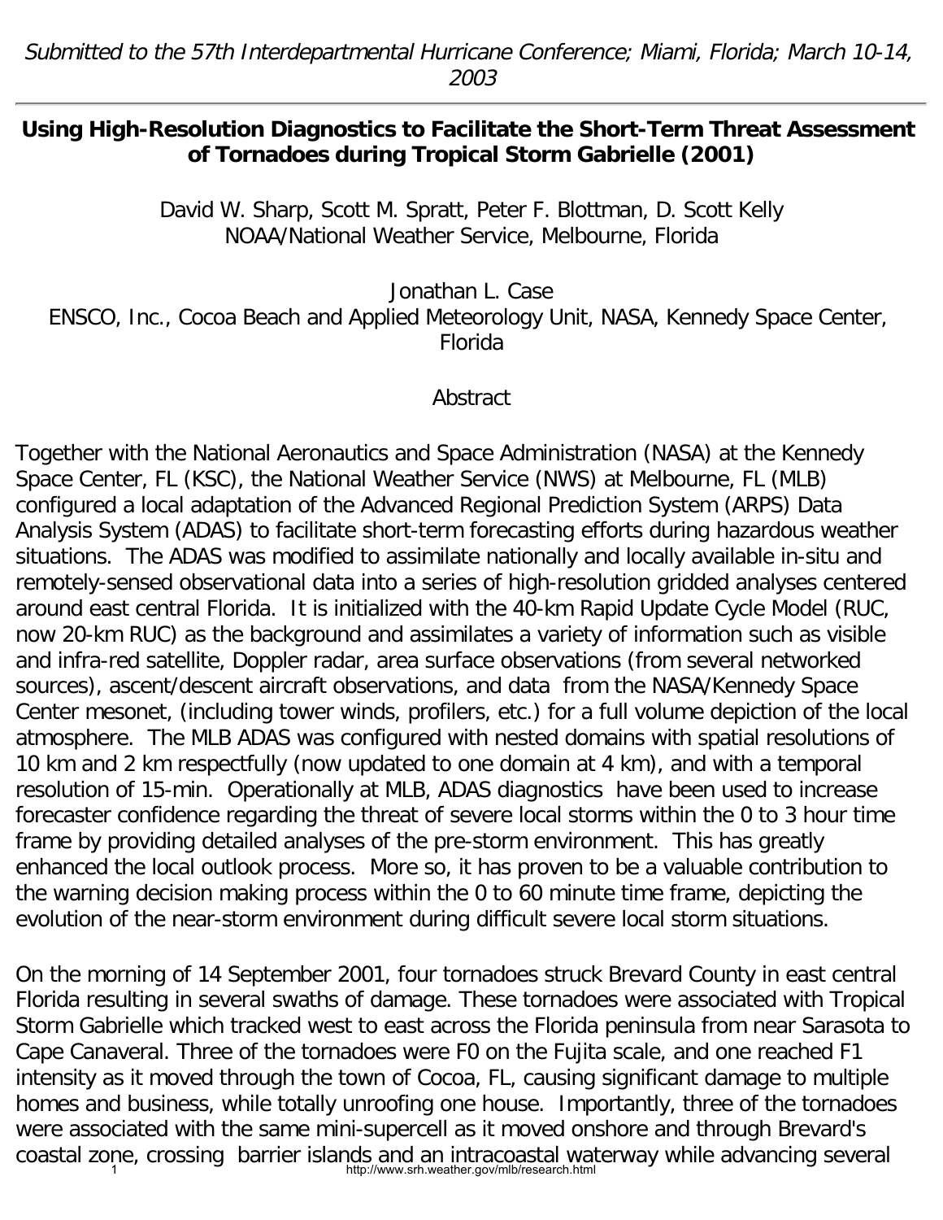*Submitted to the 57th Interdepartmental Hurricane Conference; Miami, Florida; March 10-14, 2003*

---

## Using High-Resolution Diagnostics to Facilitate the Short-Term Threat Assessment of Tornadoes during Tropical Storm Gabrielle (2001)

David W. Sharp, Scott M. Spratt, Peter F. Blottman, D. Scott Kelly
NOAA/National Weather Service, Melbourne, Florida

Jonathan L. Case
ENSCO, Inc., Cocoa Beach and Applied Meteorology Unit, NASA, Kennedy Space Center, Florida

### Abstract

Together with the National Aeronautics and Space Administration (NASA) at the Kennedy Space Center, FL (KSC), the National Weather Service (NWS) at Melbourne, FL (MLB) configured a local adaptation of the Advanced Regional Prediction System (ARPS) Data Analysis System (ADAS) to facilitate short-term forecasting efforts during hazardous weather situations. The ADAS was modified to assimilate nationally and locally available in-situ and remotely-sensed observational data into a series of high-resolution gridded analyses centered around east central Florida. It is initialized with the 40-km Rapid Update Cycle Model (RUC, now 20-km RUC) as the background and assimilates a variety of information such as visible and infra-red satellite, Doppler radar, area surface observations (from several networked sources), ascent/descent aircraft observations, and data from the NASA/Kennedy Space Center mesonet, (including tower winds, profilers, etc.) for a full volume depiction of the local atmosphere. The MLB ADAS was configured with nested domains with spatial resolutions of 10 km and 2 km respectfully (now updated to one domain at 4 km), and with a temporal resolution of 15-min. Operationally at MLB, ADAS diagnostics have been used to increase forecaster confidence regarding the threat of severe local storms within the 0 to 3 hour time frame by providing detailed analyses of the pre-storm environment. This has greatly enhanced the local outlook process. More so, it has proven to be a valuable contribution to the warning decision making process within the 0 to 60 minute time frame, depicting the evolution of the near-storm environment during difficult severe local storm situations.

On the morning of 14 September 2001, four tornadoes struck Brevard County in east central Florida resulting in several swaths of damage. These tornadoes were associated with Tropical Storm Gabrielle which tracked west to east across the Florida peninsula from near Sarasota to Cape Canaveral. Three of the tornadoes were F0 on the Fujita scale, and one reached F1 intensity as it moved through the town of Cocoa, FL, causing significant damage to multiple homes and business, while totally unroofing one house. Importantly, three of the tornadoes were associated with the same mini-supercell as it moved onshore and through Brevard's coastal zone, crossing barrier islands and an intracoastal waterway while advancing several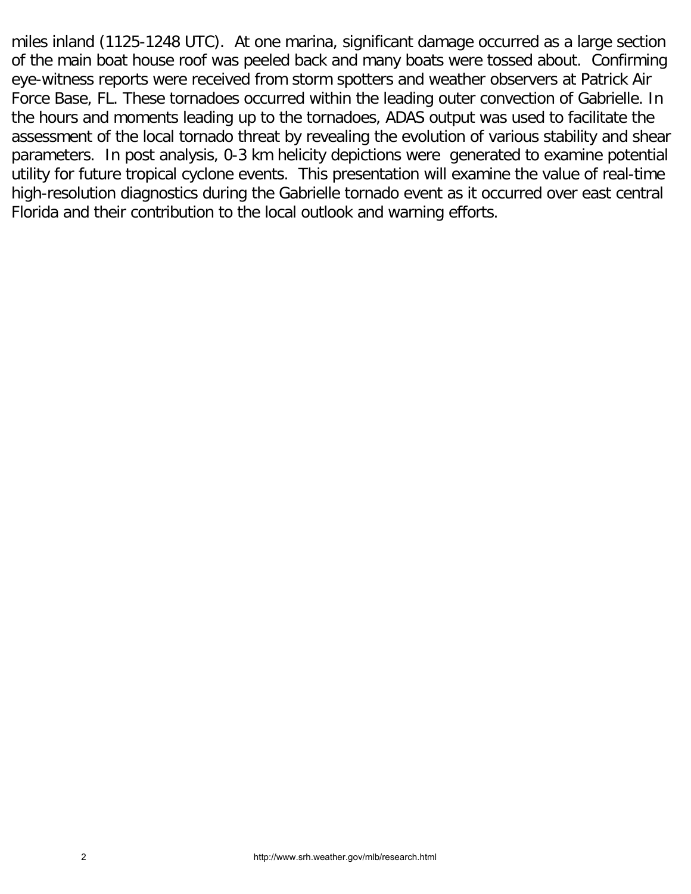miles inland (1125-1248 UTC). At one marina, significant damage occurred as a large section of the main boat house roof was peeled back and many boats were tossed about. Confirming eye-witness reports were received from storm spotters and weather observers at Patrick Air Force Base, FL. These tornadoes occurred within the leading outer convection of Gabrielle. In the hours and moments leading up to the tornadoes, ADAS output was used to facilitate the assessment of the local tornado threat by revealing the evolution of various stability and shear parameters. In post analysis, 0-3 km helicity depictions were generated to examine potential utility for future tropical cyclone events. This presentation will examine the value of real-time high-resolution diagnostics during the Gabrielle tornado event as it occurred over east central Florida and their contribution to the local outlook and warning efforts.